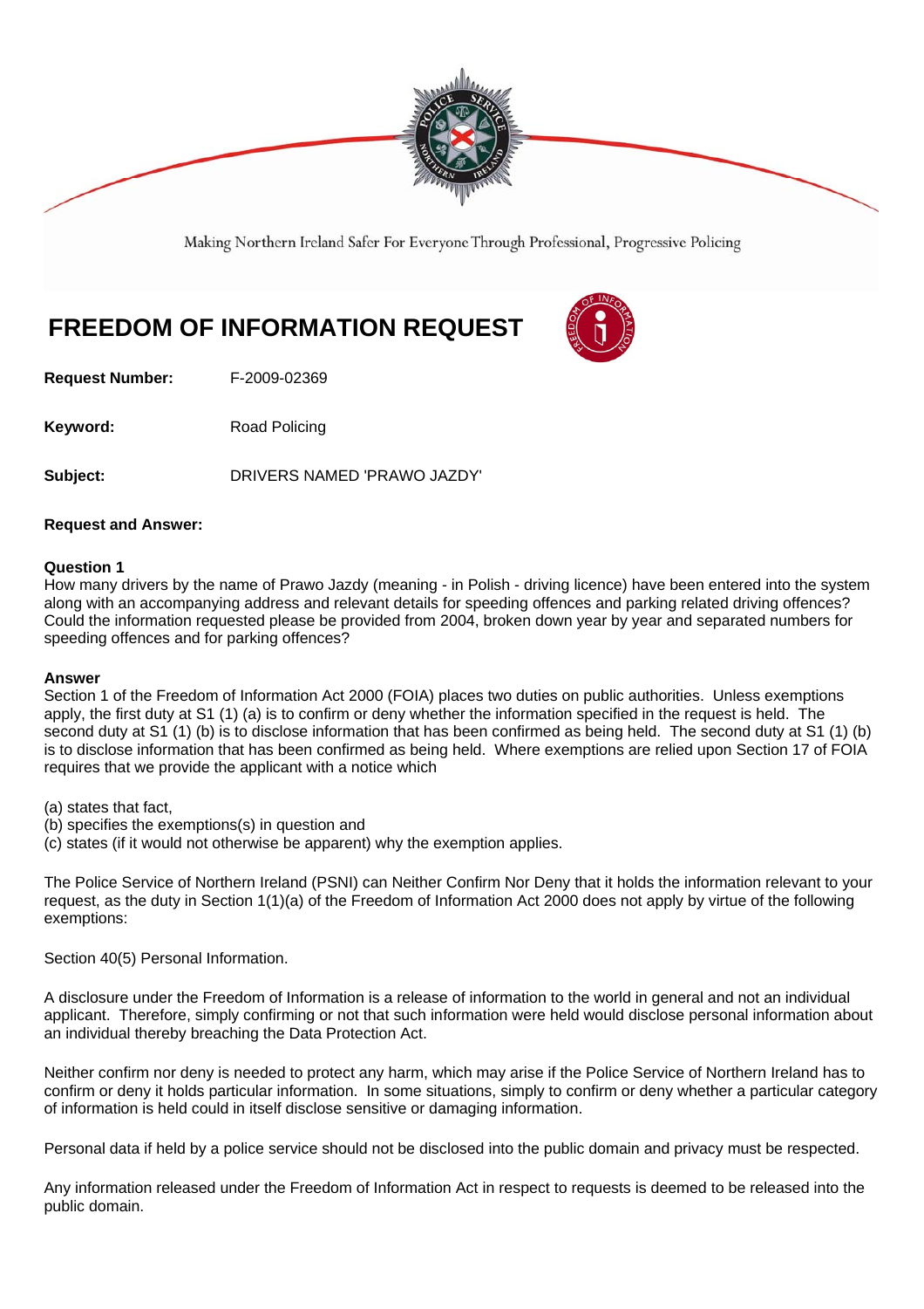Making Northern Ireland Safer For Everyone Through Professional, Progressive Policing

# FREEDOM OF INFORMATION REQUEST

**Request Number:** F-2009-02369

**Keyword:** Road Policing

**Subject:** DRIVERS NAMED 'PRAWO JAZDY'

**Request and Answer:**

**Question 1**

How many drivers by the name of Prawo Jazdy (meaning - in Polish - driving licence) have been entered into the system along with an accompanying address and relevant details for speeding offences and parking related driving offences? Could the information requested please be provided from 2004, broken down year by year and separated numbers for speeding offences and for parking offences?

**Answer**

Section 1 of the Freedom of Information Act 2000 (FOIA) places two duties on public authorities. Unless exemptions apply, the first duty at S1 (1) (a) is to confirm or deny whether the information specified in the request is held. The second duty at S1 (1) (b) is to disclose information that has been confirmed as being held. The second duty at S1 (1) (b) is to disclose information that has been confirmed as being held. Where exemptions are relied upon Section 17 of FOIA requires that we provide the applicant with a notice which

(a) states that fact,
(b) specifies the exemptions(s) in question and
(c) states (if it would not otherwise be apparent) why the exemption applies.

The Police Service of Northern Ireland (PSNI) can Neither Confirm Nor Deny that it holds the information relevant to your request, as the duty in Section 1(1)(a) of the Freedom of Information Act 2000 does not apply by virtue of the following exemptions:

Section 40(5) Personal Information.

A disclosure under the Freedom of Information is a release of information to the world in general and not an individual applicant. Therefore, simply confirming or not that such information were held would disclose personal information about an individual thereby breaching the Data Protection Act.

Neither confirm nor deny is needed to protect any harm, which may arise if the Police Service of Northern Ireland has to confirm or deny it holds particular information. In some situations, simply to confirm or deny whether a particular category of information is held could in itself disclose sensitive or damaging information.

Personal data if held by a police service should not be disclosed into the public domain and privacy must be respected.

Any information released under the Freedom of Information Act in respect to requests is deemed to be released into the public domain.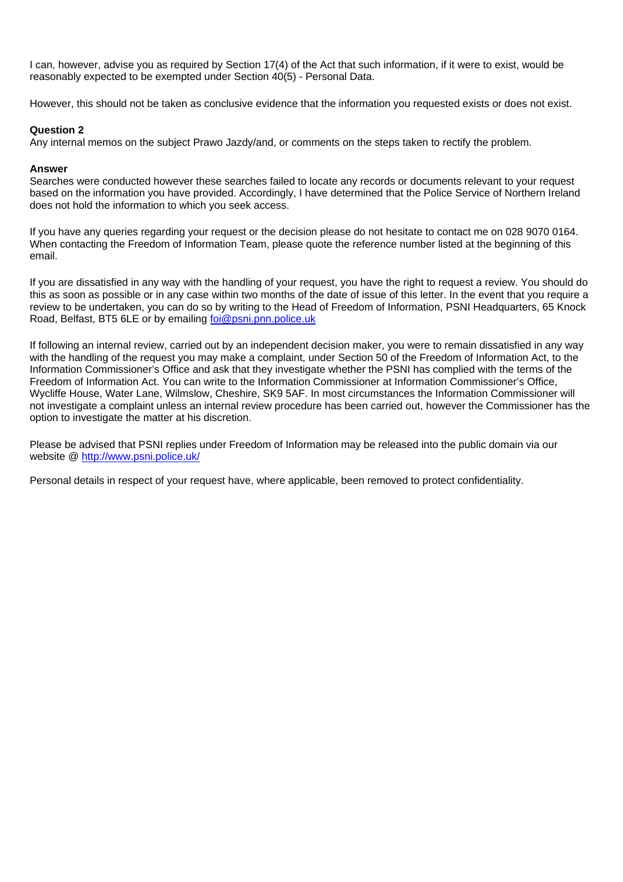I can, however, advise you as required by Section 17(4) of the Act that such information, if it were to exist, would be reasonably expected to be exempted under Section 40(5) - Personal Data.

However, this should not be taken as conclusive evidence that the information you requested exists or does not exist.

**Question 2**
Any internal memos on the subject Prawo Jazdy/and, or comments on the steps taken to rectify the problem.

**Answer**
Searches were conducted however these searches failed to locate any records or documents relevant to your request based on the information you have provided. Accordingly, I have determined that the Police Service of Northern Ireland does not hold the information to which you seek access.

If you have any queries regarding your request or the decision please do not hesitate to contact me on 028 9070 0164. When contacting the Freedom of Information Team, please quote the reference number listed at the beginning of this email.

If you are dissatisfied in any way with the handling of your request, you have the right to request a review. You should do this as soon as possible or in any case within two months of the date of issue of this letter. In the event that you require a review to be undertaken, you can do so by writing to the Head of Freedom of Information, PSNI Headquarters, 65 Knock Road, Belfast, BT5 6LE or by emailing foi@psni.pnn.police.uk

If following an internal review, carried out by an independent decision maker, you were to remain dissatisfied in any way with the handling of the request you may make a complaint, under Section 50 of the Freedom of Information Act, to the Information Commissioner's Office and ask that they investigate whether the PSNI has complied with the terms of the Freedom of Information Act. You can write to the Information Commissioner at Information Commissioner's Office, Wycliffe House, Water Lane, Wilmslow, Cheshire, SK9 5AF. In most circumstances the Information Commissioner will not investigate a complaint unless an internal review procedure has been carried out, however the Commissioner has the option to investigate the matter at his discretion.

Please be advised that PSNI replies under Freedom of Information may be released into the public domain via our website @ http://www.psni.police.uk/

Personal details in respect of your request have, where applicable, been removed to protect confidentiality.